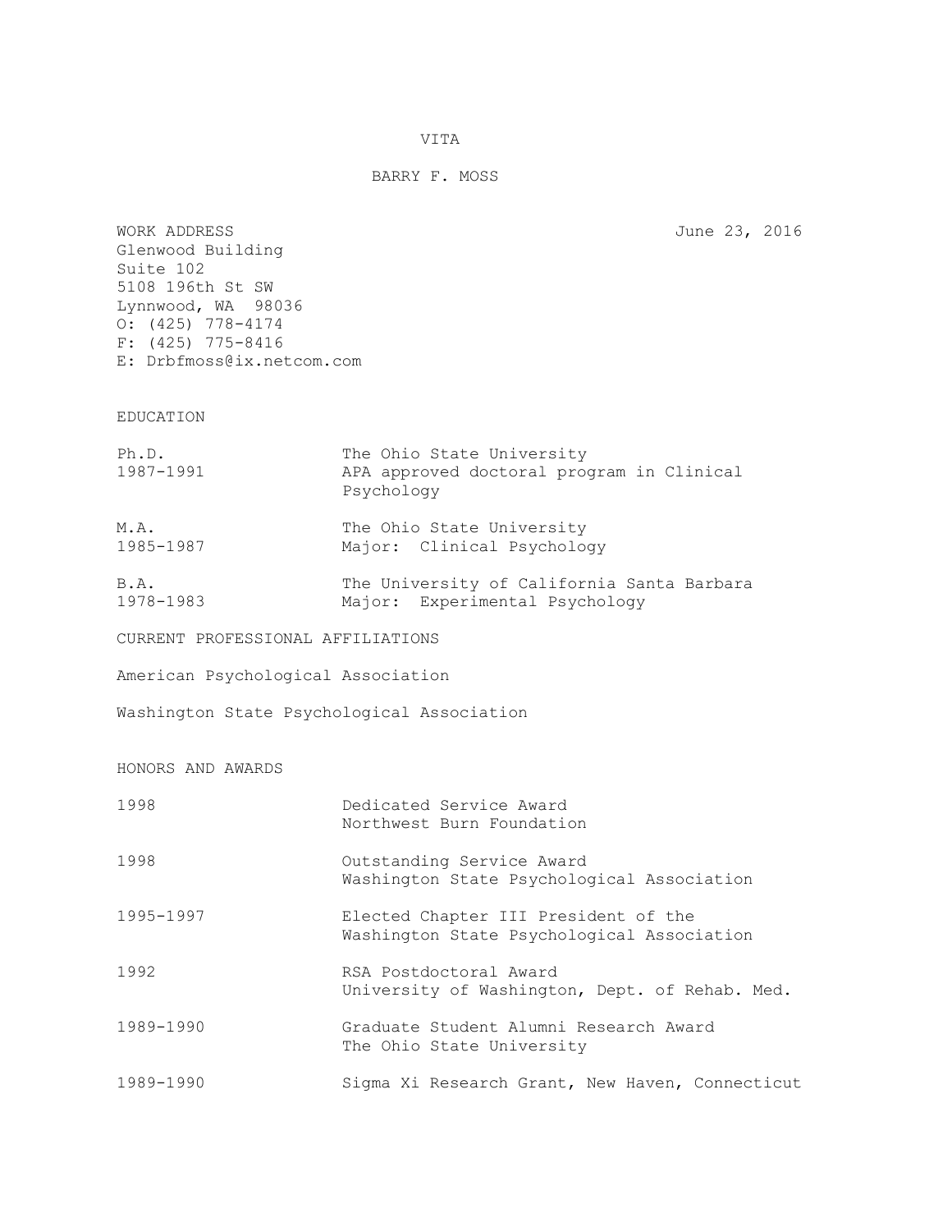# VITA

## BARRY F. MOSS

WORK ADDRESS
Glenwood Building
Suite 102
5108 196th St SW
Lynnwood, WA 98036
O: (425) 778-4174
F: (425) 775-8416
E: Drbfmoss@ix.netcom.com

June 23, 2016

### EDUCATION

| | |
|---|---|
| Ph.D.<br>1987-1991 | The Ohio State University<br>APA approved doctoral program in Clinical Psychology |
| M.A.<br>1985-1987 | The Ohio State University<br>Major: Clinical Psychology |
| B.A.<br>1978-1983 | The University of California Santa Barbara<br>Major: Experimental Psychology |

### CURRENT PROFESSIONAL AFFILIATIONS

American Psychological Association

Washington State Psychological Association

### HONORS AND AWARDS

| | |
|---|---|
| 1998 | Dedicated Service Award<br>Northwest Burn Foundation |
| 1998 | Outstanding Service Award<br>Washington State Psychological Association |
| 1995-1997 | Elected Chapter III President of the<br>Washington State Psychological Association |
| 1992 | RSA Postdoctoral Award<br>University of Washington, Dept. of Rehab. Med. |
| 1989-1990 | Graduate Student Alumni Research Award<br>The Ohio State University |
| 1989-1990 | Sigma Xi Research Grant, New Haven, Connecticut |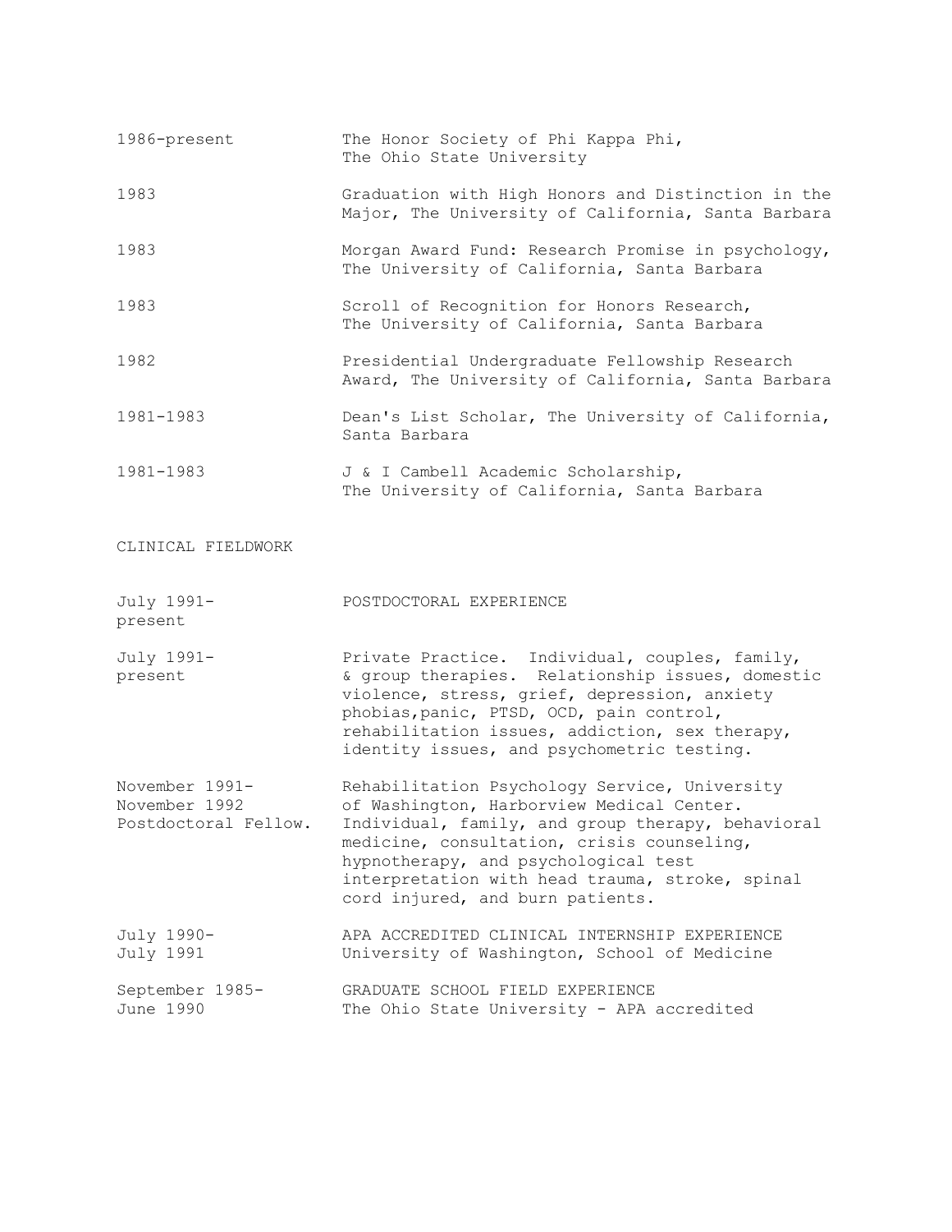| | |
|---|---|
| 1986-present | The Honor Society of Phi Kappa Phi, The Ohio State University |
| 1983 | Graduation with High Honors and Distinction in the Major, The University of California, Santa Barbara |
| 1983 | Morgan Award Fund: Research Promise in psychology, The University of California, Santa Barbara |
| 1983 | Scroll of Recognition for Honors Research, The University of California, Santa Barbara |
| 1982 | Presidential Undergraduate Fellowship Research Award, The University of California, Santa Barbara |
| 1981-1983 | Dean's List Scholar, The University of California, Santa Barbara |
| 1981-1983 | J & I Cambell Academic Scholarship, The University of California, Santa Barbara |

## CLINICAL FIELDWORK

| | |
|---|---|
| July 1991-present | POSTDOCTORAL EXPERIENCE |
| July 1991-present | Private Practice. Individual, couples, family, & group therapies. Relationship issues, domestic violence, stress, grief, depression, anxiety phobias,panic, PTSD, OCD, pain control, rehabilitation issues, addiction, sex therapy, identity issues, and psychometric testing. |
| November 1991-November 1992 Postdoctoral Fellow. | Rehabilitation Psychology Service, University of Washington, Harborview Medical Center. Individual, family, and group therapy, behavioral medicine, consultation, crisis counseling, hypnotherapy, and psychological test interpretation with head trauma, stroke, spinal cord injured, and burn patients. |
| July 1990-July 1991 | APA ACCREDITED CLINICAL INTERNSHIP EXPERIENCE University of Washington, School of Medicine |
| September 1985-June 1990 | GRADUATE SCHOOL FIELD EXPERIENCE The Ohio State University - APA accredited |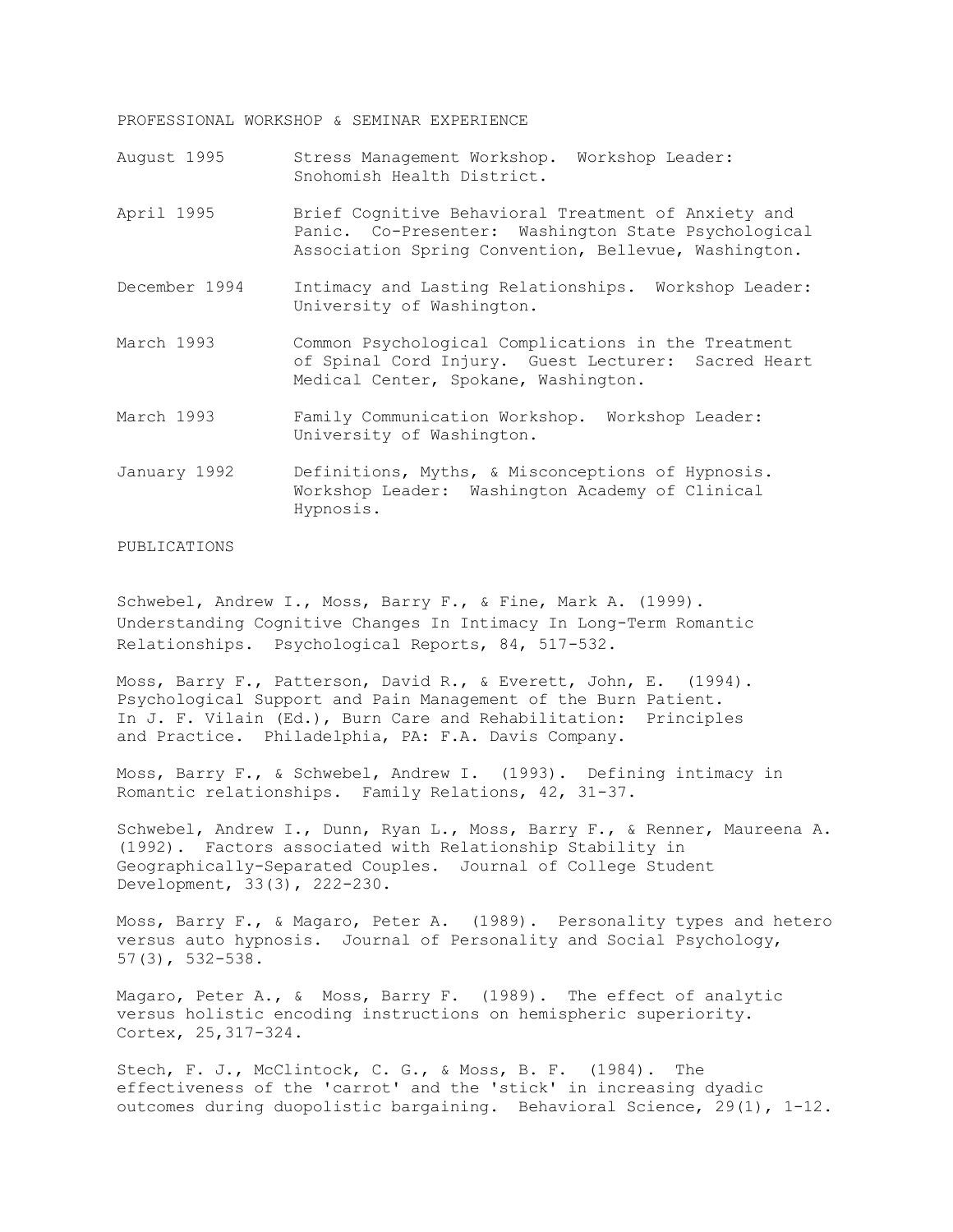## PROFESSIONAL WORKSHOP & SEMINAR EXPERIENCE

| | |
|---|---|
| August 1995 | Stress Management Workshop. Workshop Leader: Snohomish Health District. |
| April 1995 | Brief Cognitive Behavioral Treatment of Anxiety and Panic. Co-Presenter: Washington State Psychological Association Spring Convention, Bellevue, Washington. |
| December 1994 | Intimacy and Lasting Relationships. Workshop Leader: University of Washington. |
| March 1993 | Common Psychological Complications in the Treatment of Spinal Cord Injury. Guest Lecturer: Sacred Heart Medical Center, Spokane, Washington. |
| March 1993 | Family Communication Workshop. Workshop Leader: University of Washington. |
| January 1992 | Definitions, Myths, & Misconceptions of Hypnosis. Workshop Leader: Washington Academy of Clinical Hypnosis. |

## PUBLICATIONS

Schwebel, Andrew I., Moss, Barry F., & Fine, Mark A. (1999). Understanding Cognitive Changes In Intimacy In Long-Term Romantic Relationships. Psychological Reports, 84, 517-532.

Moss, Barry F., Patterson, David R., & Everett, John, E. (1994). Psychological Support and Pain Management of the Burn Patient. In J. F. Vilain (Ed.), Burn Care and Rehabilitation: Principles and Practice. Philadelphia, PA: F.A. Davis Company.

Moss, Barry F., & Schwebel, Andrew I. (1993). Defining intimacy in Romantic relationships. Family Relations, 42, 31-37.

Schwebel, Andrew I., Dunn, Ryan L., Moss, Barry F., & Renner, Maureena A. (1992). Factors associated with Relationship Stability in Geographically-Separated Couples. Journal of College Student Development, 33(3), 222-230.

Moss, Barry F., & Magaro, Peter A. (1989). Personality types and hetero versus auto hypnosis. Journal of Personality and Social Psychology, 57(3), 532-538.

Magaro, Peter A., & Moss, Barry F. (1989). The effect of analytic versus holistic encoding instructions on hemispheric superiority. Cortex, 25,317-324.

Stech, F. J., McClintock, C. G., & Moss, B. F. (1984). The effectiveness of the 'carrot' and the 'stick' in increasing dyadic outcomes during duopolistic bargaining. Behavioral Science, 29(1), 1-12.